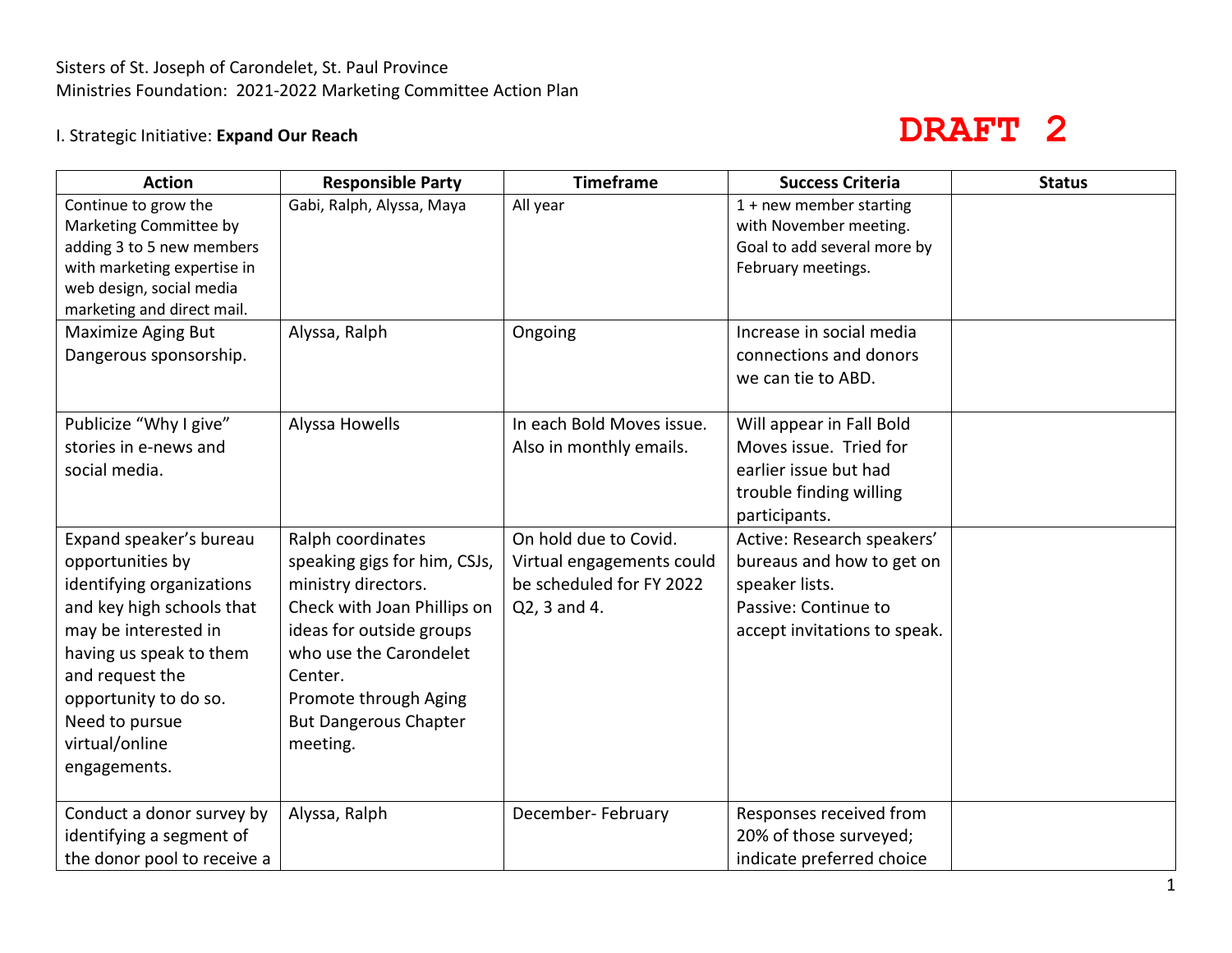Sisters of St. Joseph of Carondelet, St. Paul Province

Ministries Foundation: 2021-2022 Marketing Committee Action Plan

**DRAFT 2**

I. Strategic Initiative: **Expand Our Reach**

| Action | Responsible Party | Timeframe | Success Criteria | Status |
|---|---|---|---|---|
| Continue to grow the Marketing Committee by adding 3 to 5 new members with marketing expertise in web design, social media marketing and direct mail. | Gabi, Ralph, Alyssa, Maya | All year | 1 + new member starting with November meeting. Goal to add several more by February meetings. | |
| Maximize Aging But Dangerous sponsorship. | Alyssa, Ralph | Ongoing | Increase in social media connections and donors we can tie to ABD. | |
| Publicize "Why I give" stories in e-news and social media. | Alyssa Howells | In each Bold Moves issue. Also in monthly emails. | Will appear in Fall Bold Moves issue. Tried for earlier issue but had trouble finding willing participants. | |
| Expand speaker's bureau opportunities by identifying organizations and key high schools that may be interested in having us speak to them and request the opportunity to do so. Need to pursue virtual/online engagements. | Ralph coordinates speaking gigs for him, CSJs, ministry directors. Check with Joan Phillips on ideas for outside groups who use the Carondelet Center. Promote through Aging But Dangerous Chapter meeting. | On hold due to Covid. Virtual engagements could be scheduled for FY 2022 Q2, 3 and 4. | Active: Research speakers' bureaus and how to get on speaker lists. Passive: Continue to accept invitations to speak. | |
| Conduct a donor survey by identifying a segment of the donor pool to receive a | Alyssa, Ralph | December- February | Responses received from 20% of those surveyed; indicate preferred choice | |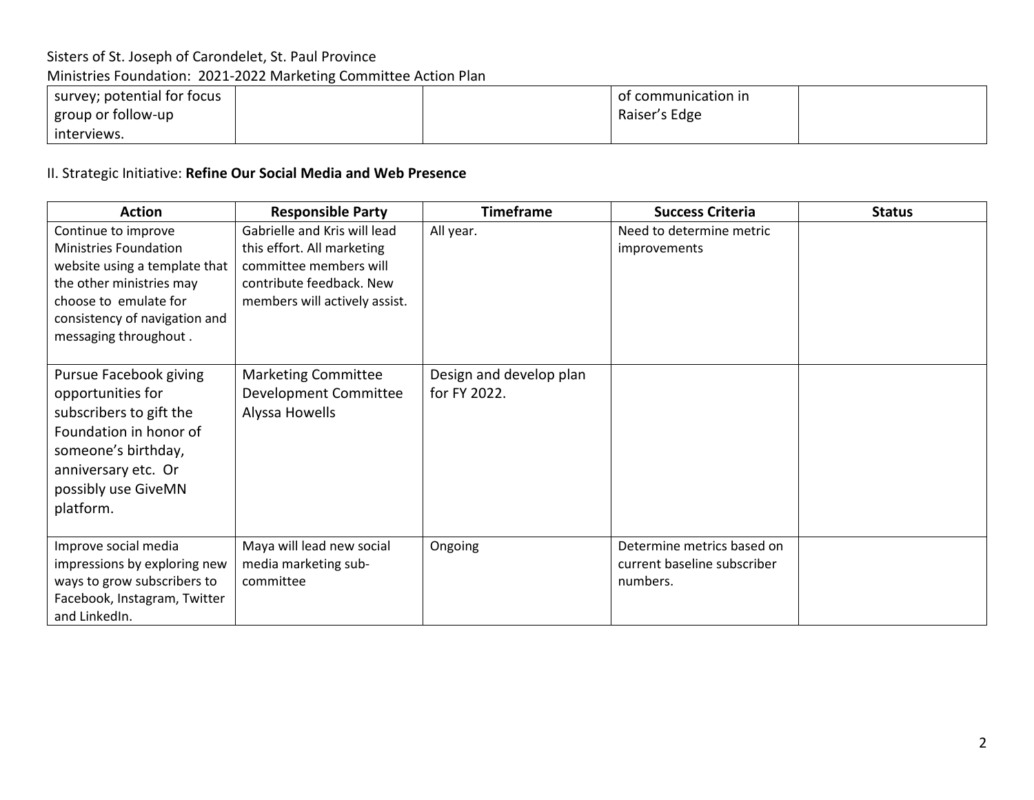| survey; potential for focus group or follow-up interviews. | | | of communication in Raiser's Edge | |
|---|---|---|---|---|

II. Strategic Initiative: **Refine Our Social Media and Web Presence**

| Action | Responsible Party | Timeframe | Success Criteria | Status |
|---|---|---|---|---|
| Continue to improve Ministries Foundation website using a template that the other ministries may choose to emulate for consistency of navigation and messaging throughout . | Gabrielle and Kris will lead this effort. All marketing committee members will contribute feedback. New members will actively assist. | All year. | Need to determine metric improvements | |
| Pursue Facebook giving opportunities for subscribers to gift the Foundation in honor of someone's birthday, anniversary etc. Or possibly use GiveMN platform. | Marketing Committee Development Committee Alyssa Howells | Design and develop plan for FY 2022. | | |
| Improve social media impressions by exploring new ways to grow subscribers to Facebook, Instagram, Twitter and LinkedIn. | Maya will lead new social media marketing sub-committee | Ongoing | Determine metrics based on current baseline subscriber numbers. | |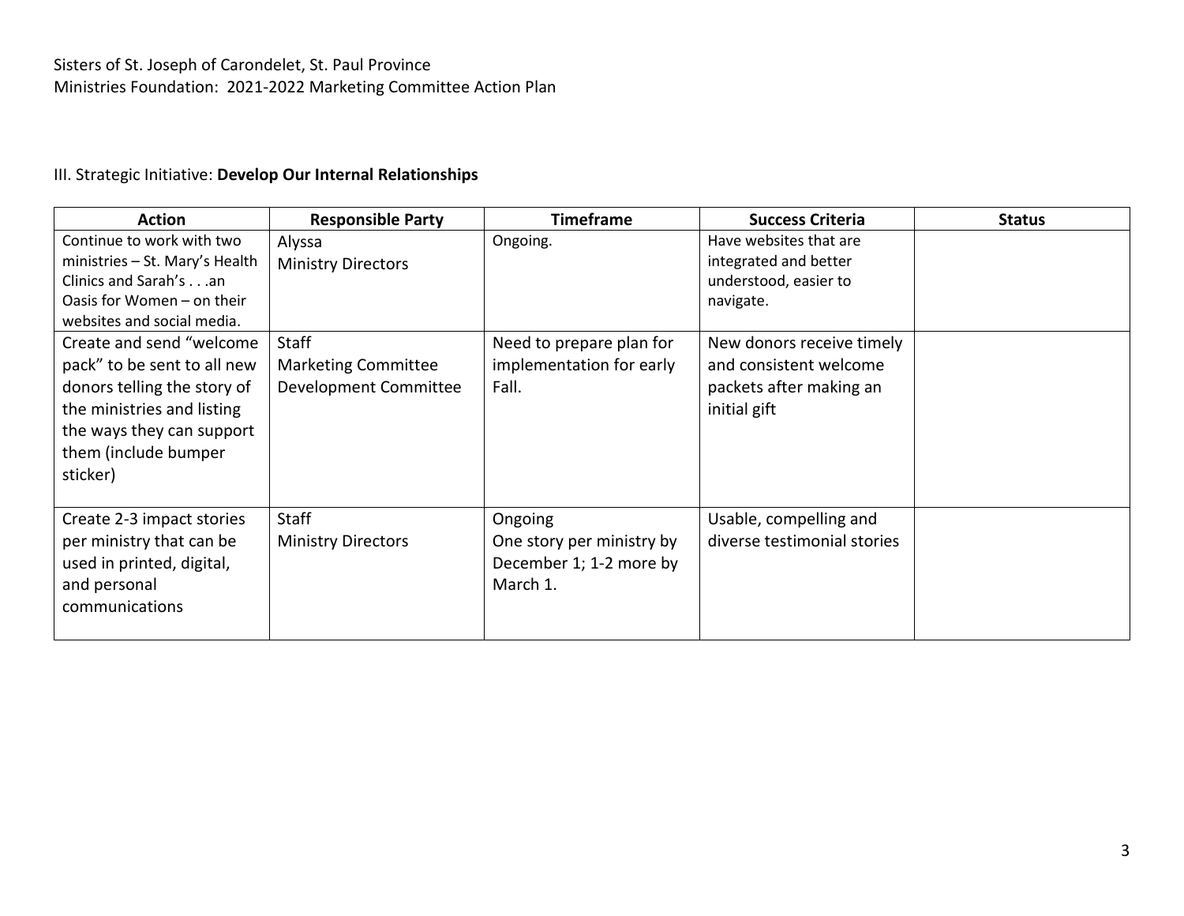Sisters of St. Joseph of Carondelet, St. Paul Province
Ministries Foundation: 2021-2022 Marketing Committee Action Plan

III. Strategic Initiative: **Develop Our Internal Relationships**

| Action | Responsible Party | Timeframe | Success Criteria | Status |
|---|---|---|---|---|
| Continue to work with two ministries – St. Mary's Health Clinics and Sarah's . . .an Oasis for Women – on their websites and social media. | Alyssa<br>Ministry Directors | Ongoing. | Have websites that are integrated and better understood, easier to navigate. | |
| Create and send "welcome pack" to be sent to all new donors telling the story of the ministries and listing the ways they can support them (include bumper sticker) | Staff<br>Marketing Committee<br>Development Committee | Need to prepare plan for implementation for early Fall. | New donors receive timely and consistent welcome packets after making an initial gift | |
| Create 2-3 impact stories per ministry that can be used in printed, digital, and personal communications | Staff<br>Ministry Directors | Ongoing<br>One story per ministry by December 1; 1-2 more by March 1. | Usable, compelling and diverse testimonial stories | |